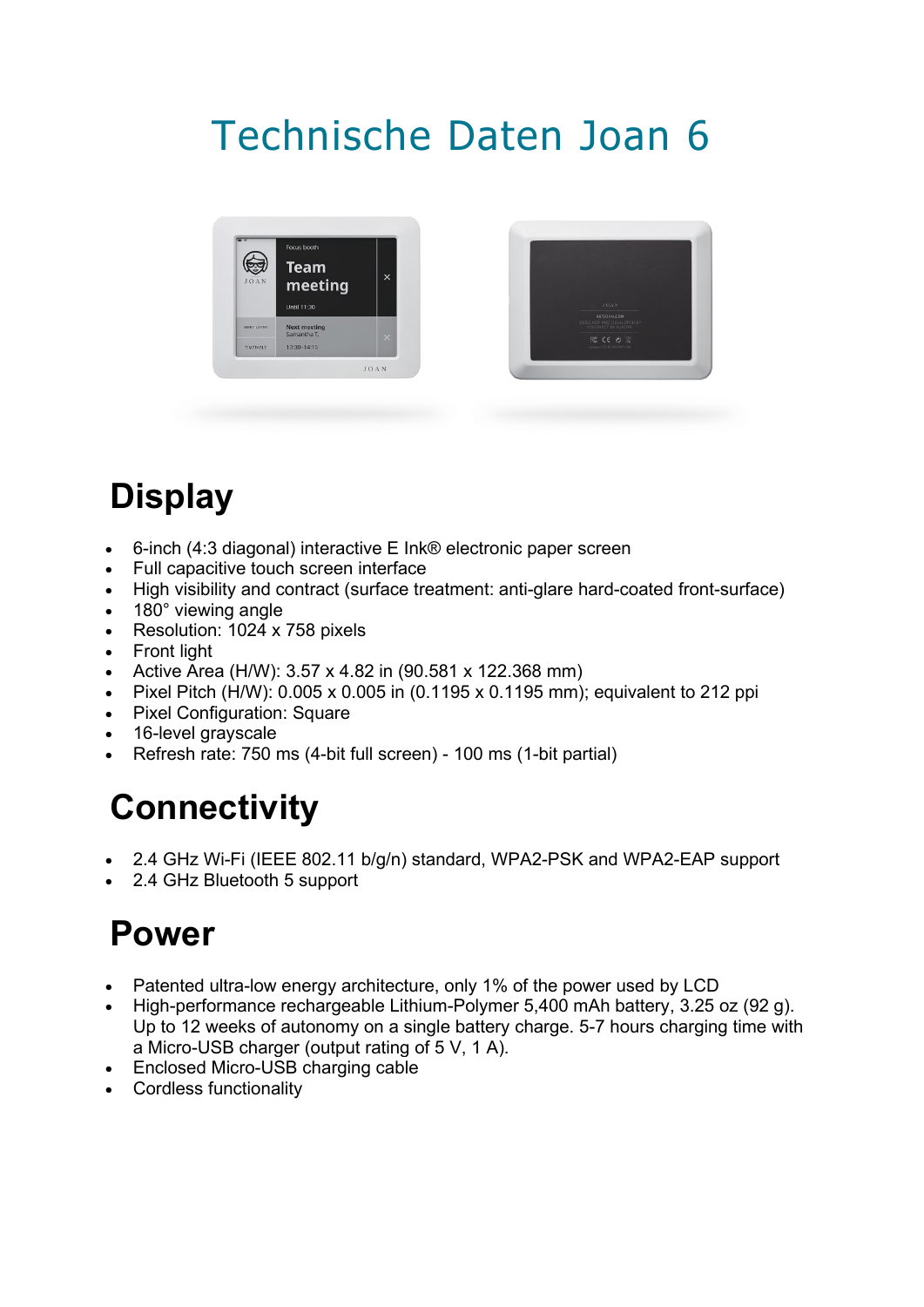# Technische Daten Joan 6

## Display

- 6-inch (4:3 diagonal) interactive E Ink® electronic paper screen
- Full capacitive touch screen interface
- High visibility and contract (surface treatment: anti-glare hard-coated front-surface)
- 180° viewing angle
- Resolution: 1024 x 758 pixels
- Front light
- Active Area (H/W): 3.57 x 4.82 in (90.581 x 122.368 mm)
- Pixel Pitch (H/W): 0.005 x 0.005 in (0.1195 x 0.1195 mm); equivalent to 212 ppi
- Pixel Configuration: Square
- 16-level grayscale
- Refresh rate: 750 ms (4-bit full screen) - 100 ms (1-bit partial)

## Connectivity

- 2.4 GHz Wi-Fi (IEEE 802.11 b/g/n) standard, WPA2-PSK and WPA2-EAP support
- 2.4 GHz Bluetooth 5 support

## Power

- Patented ultra-low energy architecture, only 1% of the power used by LCD
- High-performance rechargeable Lithium-Polymer 5,400 mAh battery, 3.25 oz (92 g). Up to 12 weeks of autonomy on a single battery charge. 5-7 hours charging time with a Micro-USB charger (output rating of 5 V, 1 A).
- Enclosed Micro-USB charging cable
- Cordless functionality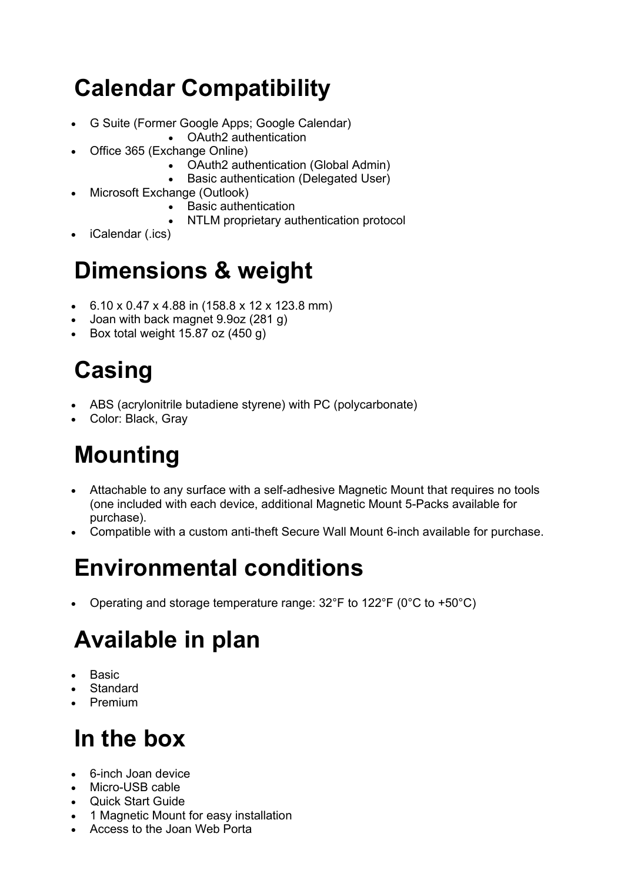# Calendar Compatibility

- G Suite (Former Google Apps; Google Calendar)
  - OAuth2 authentication
- Office 365 (Exchange Online)
  - OAuth2 authentication (Global Admin)
  - Basic authentication (Delegated User)
- Microsoft Exchange (Outlook)
  - Basic authentication
  - NTLM proprietary authentication protocol
- iCalendar (.ics)

# Dimensions & weight

- 6.10 x 0.47 x 4.88 in (158.8 x 12 x 123.8 mm)
- Joan with back magnet 9.9oz (281 g)
- Box total weight 15.87 oz (450 g)

# Casing

- ABS (acrylonitrile butadiene styrene) with PC (polycarbonate)
- Color: Black, Gray

# Mounting

- Attachable to any surface with a self-adhesive Magnetic Mount that requires no tools (one included with each device, additional Magnetic Mount 5-Packs available for purchase).
- Compatible with a custom anti-theft Secure Wall Mount 6-inch available for purchase.

# Environmental conditions

- Operating and storage temperature range: 32°F to 122°F (0°C to +50°C)

# Available in plan

- Basic
- Standard
- Premium

# In the box

- 6-inch Joan device
- Micro-USB cable
- Quick Start Guide
- 1 Magnetic Mount for easy installation
- Access to the Joan Web Porta